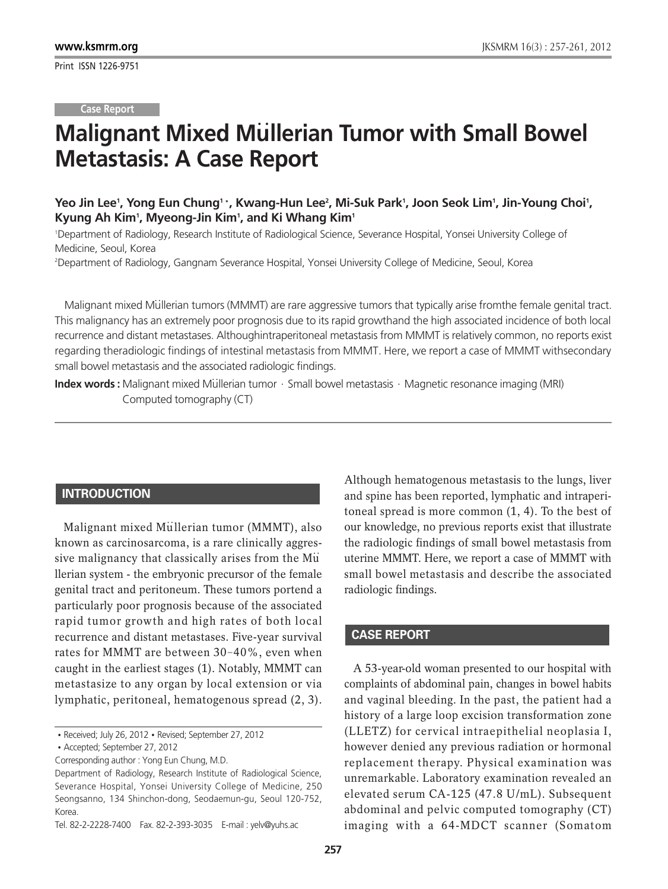Print ISSN 1226-9751

**Case Report**

# Malignant Mixed Müllerian Tumor with Small Bowel Metastasis: A Case Report

**Yeo Jin Lee[1], Yong Eun Chung[1*], Kwang-Hun Lee[2], Mi-Suk Park[1], Joon Seok Lim[1], Jin-Young Choi[1], Kyung Ah Kim[1], Myeong-Jin Kim[1], and Ki Whang Kim[1]**

[1]Department of Radiology, Research Institute of Radiological Science, Severance Hospital, Yonsei University College of Medicine, Seoul, Korea

[2]Department of Radiology, Gangnam Severance Hospital, Yonsei University College of Medicine, Seoul, Korea

Malignant mixed Müllerian tumors (MMMT) are rare aggressive tumors that typically arise fromthe female genital tract. This malignancy has an extremely poor prognosis due to its rapid growthand the high associated incidence of both local recurrence and distant metastases. Althoughintraperitoneal metastasis from MMMT is relatively common, no reports exist regarding theradiologic findings of intestinal metastasis from MMMT. Here, we report a case of MMMT withsecondary small bowel metastasis and the associated radiologic findings.

**Index words :** Malignant mixed Müllerian tumor · Small bowel metastasis · Magnetic resonance imaging (MRI) Computed tomography (CT)

## INTRODUCTION

Malignant mixed Müllerian tumor (MMMT), also known as carcinosarcoma, is a rare clinically aggressive malignancy that classically arises from the Müllerian system - the embryonic precursor of the female genital tract and peritoneum. These tumors portend a particularly poor prognosis because of the associated rapid tumor growth and high rates of both local recurrence and distant metastases. Five-year survival rates for MMMT are between 30–40%, even when caught in the earliest stages (1). Notably, MMMT can metastasize to any organ by local extension or via lymphatic, peritoneal, hematogenous spread (2, 3). Although hematogenous metastasis to the lungs, liver and spine has been reported, lymphatic and intraperitoneal spread is more common (1, 4). To the best of our knowledge, no previous reports exist that illustrate the radiologic findings of small bowel metastasis from uterine MMMT. Here, we report a case of MMMT with small bowel metastasis and describe the associated radiologic findings.

## CASE REPORT

A 53-year-old woman presented to our hospital with complaints of abdominal pain, changes in bowel habits and vaginal bleeding. In the past, the patient had a history of a large loop excision transformation zone (LLETZ) for cervical intraepithelial neoplasia I, however denied any previous radiation or hormonal replacement therapy. Physical examination was unremarkable. Laboratory examination revealed an elevated serum CA-125 (47.8 U/mL). Subsequent abdominal and pelvic computed tomography (CT) imaging with a 64-MDCT scanner (Somatom

• Received; July 26, 2012 • Revised; September 27, 2012
• Accepted; September 27, 2012

Corresponding author : Yong Eun Chung, M.D.
Department of Radiology, Research Institute of Radiological Science, Severance Hospital, Yonsei University College of Medicine, 250 Seongsanno, 134 Shinchon-dong, Seodaemun-gu, Seoul 120-752, Korea.
Tel. 82-2-2228-7400 Fax. 82-2-393-3035 E-mail : yelv@yuhs.ac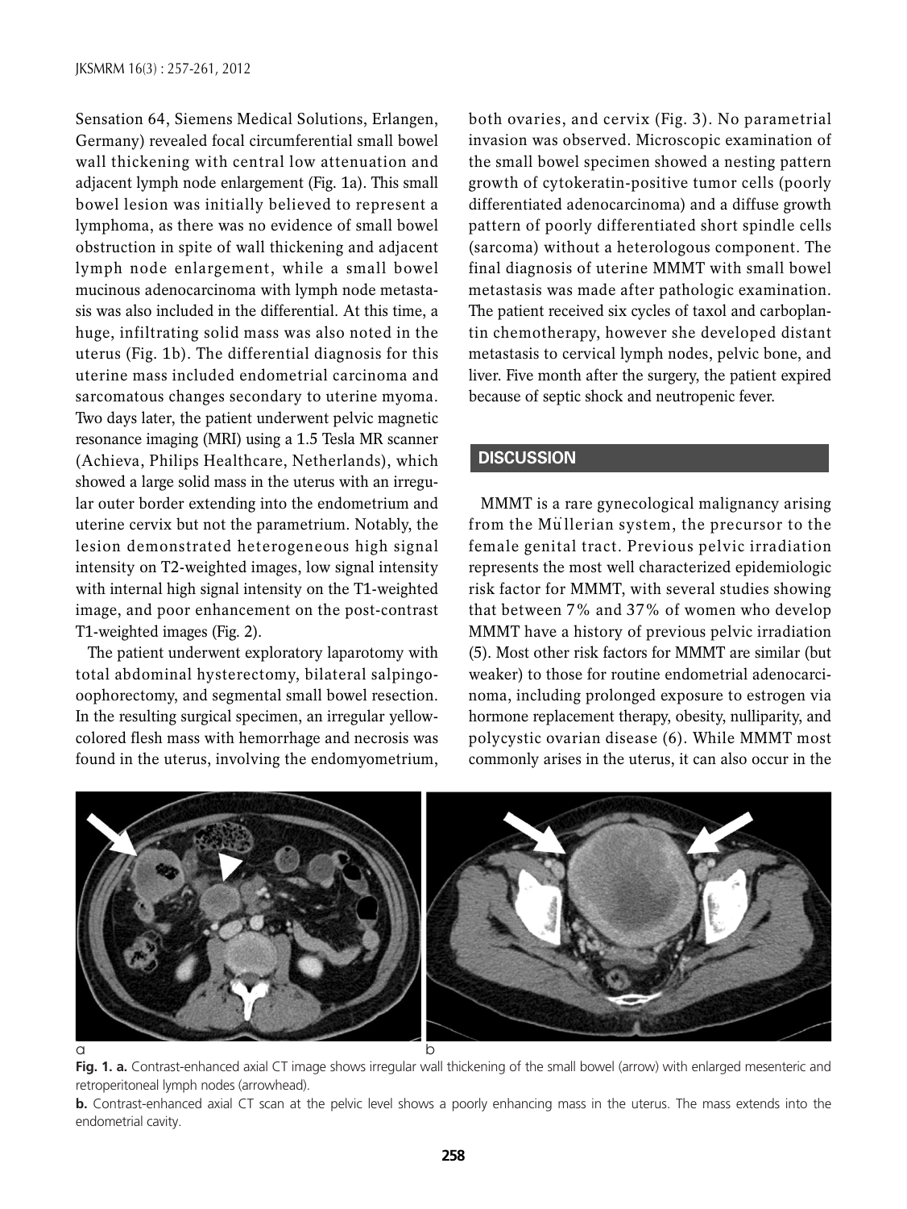Sensation 64, Siemens Medical Solutions, Erlangen, Germany) revealed focal circumferential small bowel wall thickening with central low attenuation and adjacent lymph node enlargement (Fig. 1a). This small bowel lesion was initially believed to represent a lymphoma, as there was no evidence of small bowel obstruction in spite of wall thickening and adjacent lymph node enlargement, while a small bowel mucinous adenocarcinoma with lymph node metastasis was also included in the differential. At this time, a huge, infiltrating solid mass was also noted in the uterus (Fig. 1b). The differential diagnosis for this uterine mass included endometrial carcinoma and sarcomatous changes secondary to uterine myoma. Two days later, the patient underwent pelvic magnetic resonance imaging (MRI) using a 1.5 Tesla MR scanner (Achieva, Philips Healthcare, Netherlands), which showed a large solid mass in the uterus with an irregular outer border extending into the endometrium and uterine cervix but not the parametrium. Notably, the lesion demonstrated heterogeneous high signal intensity on T2-weighted images, low signal intensity with internal high signal intensity on the T1-weighted image, and poor enhancement on the post-contrast T1-weighted images (Fig. 2).

The patient underwent exploratory laparotomy with total abdominal hysterectomy, bilateral salpingo-oophorectomy, and segmental small bowel resection. In the resulting surgical specimen, an irregular yellow-colored flesh mass with hemorrhage and necrosis was found in the uterus, involving the endomyometrium, both ovaries, and cervix (Fig. 3). No parametrial invasion was observed. Microscopic examination of the small bowel specimen showed a nesting pattern growth of cytokeratin-positive tumor cells (poorly differentiated adenocarcinoma) and a diffuse growth pattern of poorly differentiated short spindle cells (sarcoma) without a heterologous component. The final diagnosis of uterine MMMT with small bowel metastasis was made after pathologic examination. The patient received six cycles of taxol and carboplantin chemotherapy, however she developed distant metastasis to cervical lymph nodes, pelvic bone, and liver. Five month after the surgery, the patient expired because of septic shock and neutropenic fever.

## DISCUSSION

MMMT is a rare gynecological malignancy arising from the Müllerian system, the precursor to the female genital tract. Previous pelvic irradiation represents the most well characterized epidemiologic risk factor for MMMT, with several studies showing that between 7% and 37% of women who develop MMMT have a history of previous pelvic irradiation (5). Most other risk factors for MMMT are similar (but weaker) to those for routine endometrial adenocarcinoma, including prolonged exposure to estrogen via hormone replacement therapy, obesity, nulliparity, and polycystic ovarian disease (6). While MMMT most commonly arises in the uterus, it can also occur in the

**Fig. 1. a.** Contrast-enhanced axial CT image shows irregular wall thickening of the small bowel (arrow) with enlarged mesenteric and retroperitoneal lymph nodes (arrowhead).

**b.** Contrast-enhanced axial CT scan at the pelvic level shows a poorly enhancing mass in the uterus. The mass extends into the endometrial cavity.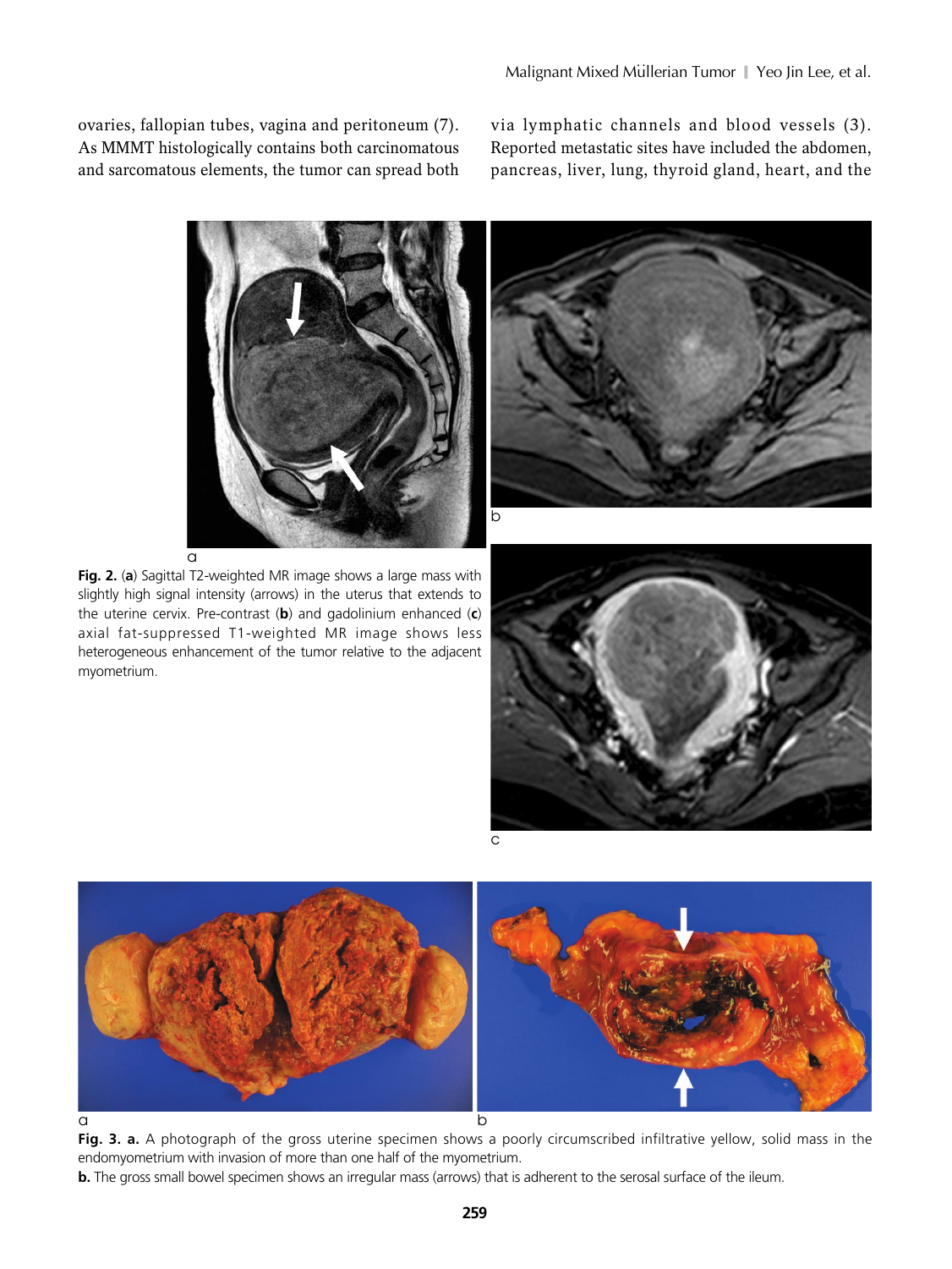ovaries, fallopian tubes, vagina and peritoneum (7). As MMMT histologically contains both carcinomatous and sarcomatous elements, the tumor can spread both via lymphatic channels and blood vessels (3). Reported metastatic sites have included the abdomen, pancreas, liver, lung, thyroid gland, heart, and the

**Fig. 2.** (**a**) Sagittal T2-weighted MR image shows a large mass with slightly high signal intensity (arrows) in the uterus that extends to the uterine cervix. Pre-contrast (**b**) and gadolinium enhanced (**c**) axial fat-suppressed T1-weighted MR image shows less heterogeneous enhancement of the tumor relative to the adjacent myometrium.

**Fig. 3. a.** A photograph of the gross uterine specimen shows a poorly circumscribed infiltrative yellow, solid mass in the endomyometrium with invasion of more than one half of the myometrium.
**b.** The gross small bowel specimen shows an irregular mass (arrows) that is adherent to the serosal surface of the ileum.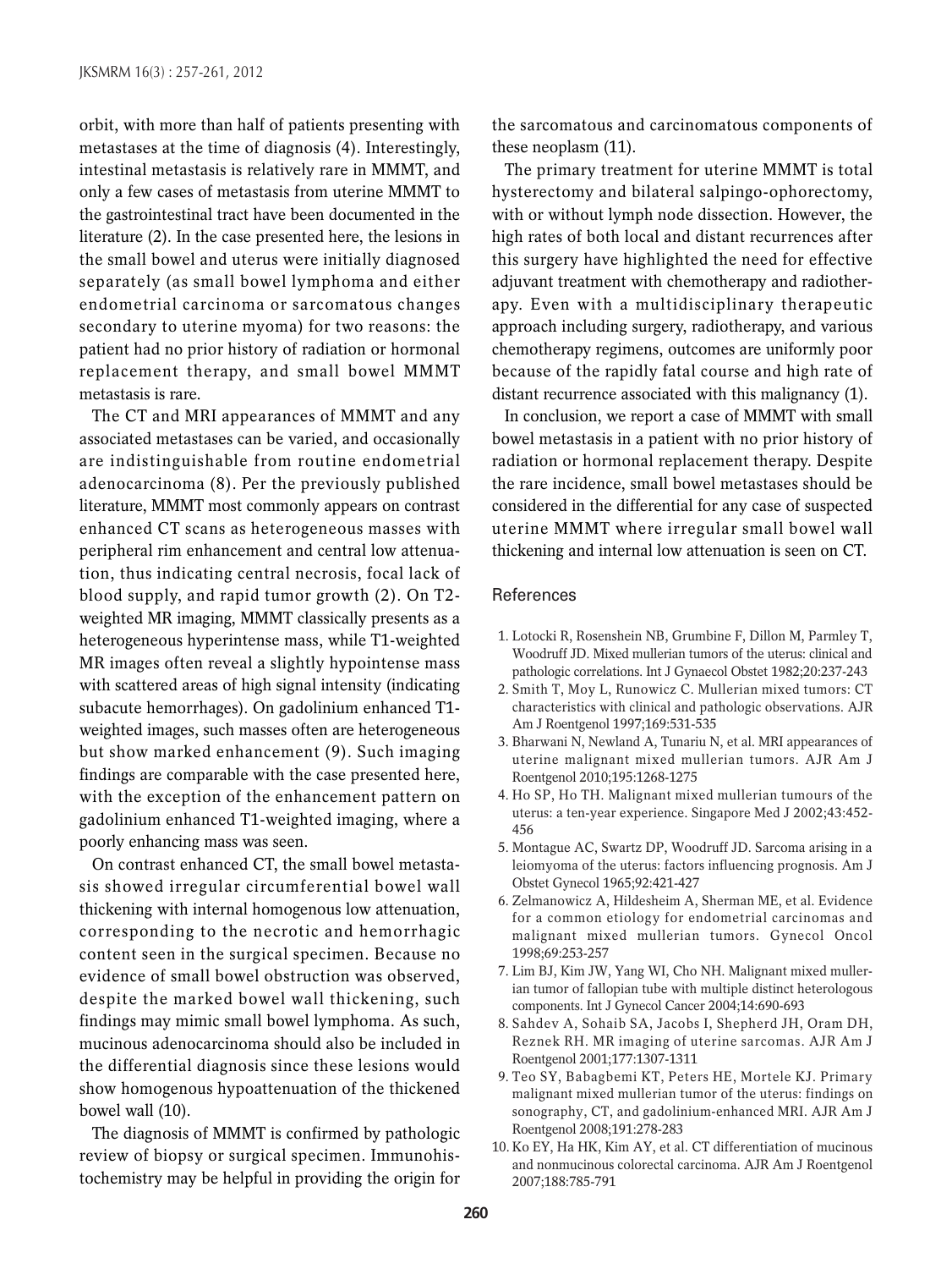orbit, with more than half of patients presenting with metastases at the time of diagnosis (4). Interestingly, intestinal metastasis is relatively rare in MMMT, and only a few cases of metastasis from uterine MMMT to the gastrointestinal tract have been documented in the literature (2). In the case presented here, the lesions in the small bowel and uterus were initially diagnosed separately (as small bowel lymphoma and either endometrial carcinoma or sarcomatous changes secondary to uterine myoma) for two reasons: the patient had no prior history of radiation or hormonal replacement therapy, and small bowel MMMT metastasis is rare.

The CT and MRI appearances of MMMT and any associated metastases can be varied, and occasionally are indistinguishable from routine endometrial adenocarcinoma (8). Per the previously published literature, MMMT most commonly appears on contrast enhanced CT scans as heterogeneous masses with peripheral rim enhancement and central low attenuation, thus indicating central necrosis, focal lack of blood supply, and rapid tumor growth (2). On T2-weighted MR imaging, MMMT classically presents as a heterogeneous hyperintense mass, while T1-weighted MR images often reveal a slightly hypointense mass with scattered areas of high signal intensity (indicating subacute hemorrhages). On gadolinium enhanced T1-weighted images, such masses often are heterogeneous but show marked enhancement (9). Such imaging findings are comparable with the case presented here, with the exception of the enhancement pattern on gadolinium enhanced T1-weighted imaging, where a poorly enhancing mass was seen.

On contrast enhanced CT, the small bowel metastasis showed irregular circumferential bowel wall thickening with internal homogenous low attenuation, corresponding to the necrotic and hemorrhagic content seen in the surgical specimen. Because no evidence of small bowel obstruction was observed, despite the marked bowel wall thickening, such findings may mimic small bowel lymphoma. As such, mucinous adenocarcinoma should also be included in the differential diagnosis since these lesions would show homogenous hypoattenuation of the thickened bowel wall (10).

The diagnosis of MMMT is confirmed by pathologic review of biopsy or surgical specimen. Immunohistochemistry may be helpful in providing the origin for the sarcomatous and carcinomatous components of these neoplasm (11).

The primary treatment for uterine MMMT is total hysterectomy and bilateral salpingo-ophorectomy, with or without lymph node dissection. However, the high rates of both local and distant recurrences after this surgery have highlighted the need for effective adjuvant treatment with chemotherapy and radiotherapy. Even with a multidisciplinary therapeutic approach including surgery, radiotherapy, and various chemotherapy regimens, outcomes are uniformly poor because of the rapidly fatal course and high rate of distant recurrence associated with this malignancy (1).

In conclusion, we report a case of MMMT with small bowel metastasis in a patient with no prior history of radiation or hormonal replacement therapy. Despite the rare incidence, small bowel metastases should be considered in the differential for any case of suspected uterine MMMT where irregular small bowel wall thickening and internal low attenuation is seen on CT.

## References

1. Lotocki R, Rosenshein NB, Grumbine F, Dillon M, Parmley T, Woodruff JD. Mixed mullerian tumors of the uterus: clinical and pathologic correlations. Int J Gynaecol Obstet 1982;20:237-243
2. Smith T, Moy L, Runowicz C. Mullerian mixed tumors: CT characteristics with clinical and pathologic observations. AJR Am J Roentgenol 1997;169:531-535
3. Bharwani N, Newland A, Tunariu N, et al. MRI appearances of uterine malignant mixed mullerian tumors. AJR Am J Roentgenol 2010;195:1268-1275
4. Ho SP, Ho TH. Malignant mixed mullerian tumours of the uterus: a ten-year experience. Singapore Med J 2002;43:452-456
5. Montague AC, Swartz DP, Woodruff JD. Sarcoma arising in a leiomyoma of the uterus: factors influencing prognosis. Am J Obstet Gynecol 1965;92:421-427
6. Zelmanowicz A, Hildesheim A, Sherman ME, et al. Evidence for a common etiology for endometrial carcinomas and malignant mixed mullerian tumors. Gynecol Oncol 1998;69:253-257
7. Lim BJ, Kim JW, Yang WI, Cho NH. Malignant mixed mullerian tumor of fallopian tube with multiple distinct heterologous components. Int J Gynecol Cancer 2004;14:690-693
8. Sahdev A, Sohaib SA, Jacobs I, Shepherd JH, Oram DH, Reznek RH. MR imaging of uterine sarcomas. AJR Am J Roentgenol 2001;177:1307-1311
9. Teo SY, Babagbemi KT, Peters HE, Mortele KJ. Primary malignant mixed mullerian tumor of the uterus: findings on sonography, CT, and gadolinium-enhanced MRI. AJR Am J Roentgenol 2008;191:278-283
10. Ko EY, Ha HK, Kim AY, et al. CT differentiation of mucinous and nonmucinous colorectal carcinoma. AJR Am J Roentgenol 2007;188:785-791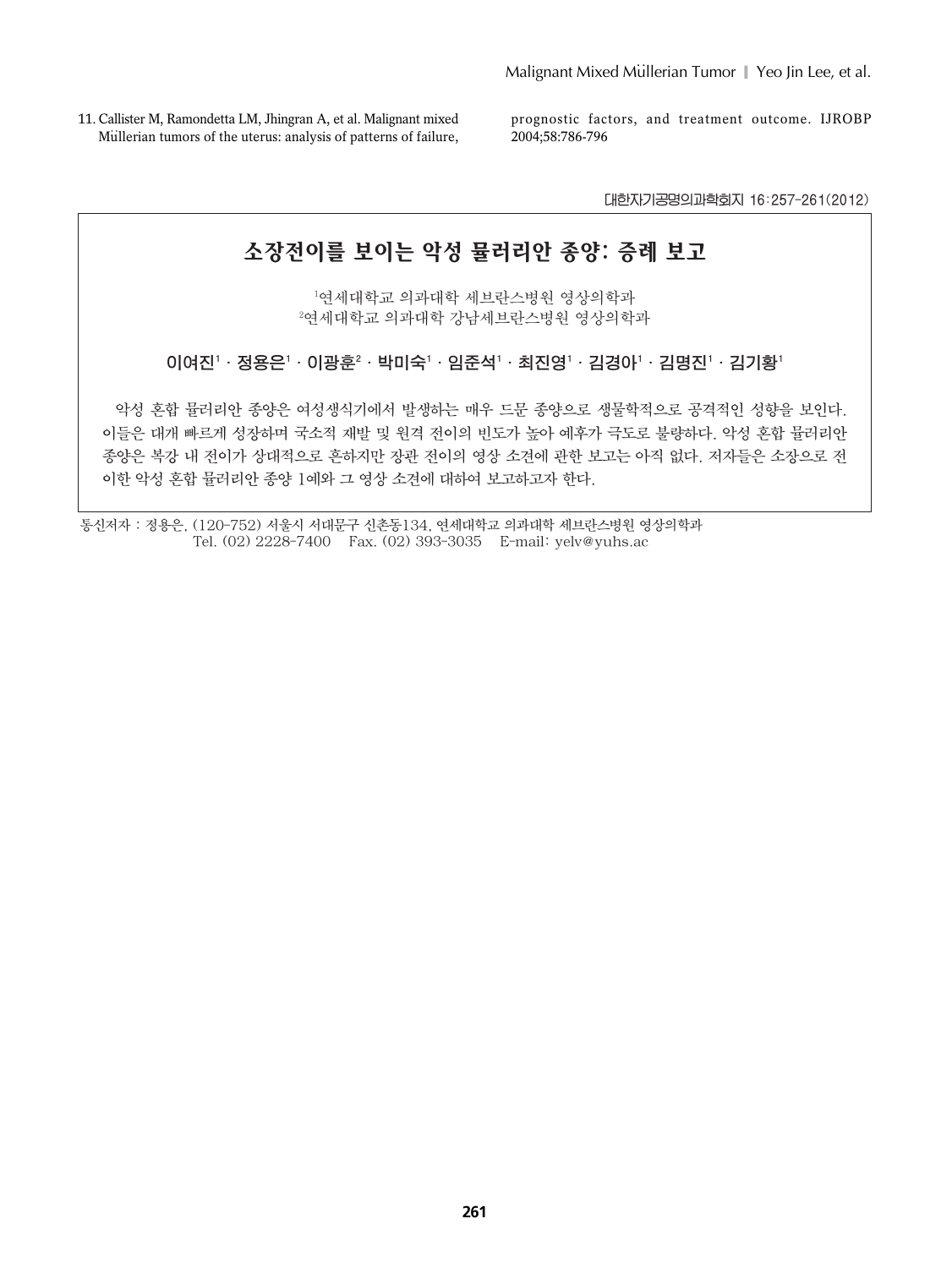11. Callister M, Ramondetta LM, Jhingran A, et al. Malignant mixed Müllerian tumors of the uterus: analysis of patterns of failure, prognostic factors, and treatment outcome. IJROBP 2004;58:786-796

대한자기공명의과학회지 16:257-261(2012)

# 소장전이를 보이는 악성 뮬러리안 종양: 증례 보고

[1]연세대학교 의과대학 세브란스병원 영상의학과
[2]연세대학교 의과대학 강남세브란스병원 영상의학과

**이여진[1] · 정용은[1] · 이광훈[2] · 박미숙[1] · 임준석[1] · 최진영[1] · 김경아[1] · 김명진[1] · 김기황[1]**

악성 혼합 뮬러리안 종양은 여성생식기에서 발생하는 매우 드문 종양으로 생물학적으로 공격적인 성향을 보인다. 이들은 대개 빠르게 성장하며 국소적 재발 및 원격 전이의 빈도가 높아 예후가 극도로 불량하다. 악성 혼합 뮬러리안 종양은 복강 내 전이가 상대적으로 흔하지만 장관 전이의 영상 소견에 관한 보고는 아직 없다. 저자들은 소장으로 전이한 악성 혼합 뮬러리안 종양 1예와 그 영상 소견에 대하여 보고하고자 한다.

통신저자 : 정용은, (120-752) 서울시 서대문구 신촌동134, 연세대학교 의과대학 세브란스병원 영상의학과
Tel. (02) 2228-7400 Fax. (02) 393-3035 E-mail: yelv@yuhs.ac